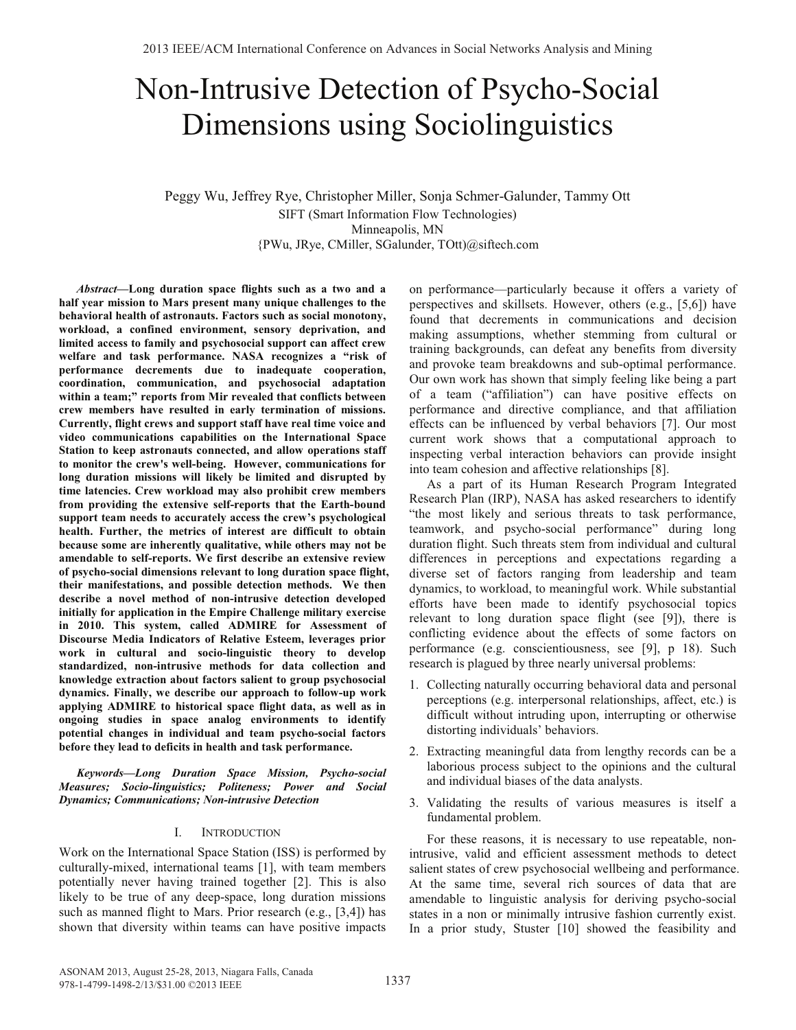# Non-Intrusive Detection of Psycho-Social Dimensions using Sociolinguistics

Peggy Wu, Jeffrey Rye, Christopher Miller, Sonja Schmer-Galunder, Tammy Ott
SIFT (Smart Information Flow Technologies)
Minneapolis, MN
{PWu, JRye, CMiller, SGalunder, TOtt}@siftech.com

***Abstract*—Long duration space flights such as a two and a half year mission to Mars present many unique challenges to the behavioral health of astronauts. Factors such as social monotony, workload, a confined environment, sensory deprivation, and limited access to family and psychosocial support can affect crew welfare and task performance. NASA recognizes a "risk of performance decrements due to inadequate cooperation, coordination, communication, and psychosocial adaptation within a team;" reports from Mir revealed that conflicts between crew members have resulted in early termination of missions. Currently, flight crews and support staff have real time voice and video communications capabilities on the International Space Station to keep astronauts connected, and allow operations staff to monitor the crew's well-being. However, communications for long duration missions will likely be limited and disrupted by time latencies. Crew workload may also prohibit crew members from providing the extensive self-reports that the Earth-bound support team needs to accurately access the crew's psychological health. Further, the metrics of interest are difficult to obtain because some are inherently qualitative, while others may not be amendable to self-reports. We first describe an extensive review of psycho-social dimensions relevant to long duration space flight, their manifestations, and possible detection methods. We then describe a novel method of non-intrusive detection developed initially for application in the Empire Challenge military exercise in 2010. This system, called ADMIRE for Assessment of Discourse Media Indicators of Relative Esteem, leverages prior work in cultural and socio-linguistic theory to develop standardized, non-intrusive methods for data collection and knowledge extraction about factors salient to group psychosocial dynamics. Finally, we describe our approach to follow-up work applying ADMIRE to historical space flight data, as well as in ongoing studies in space analog environments to identify potential changes in individual and team psycho-social factors before they lead to deficits in health and task performance.**

***Keywords—Long Duration Space Mission, Psycho-social Measures; Socio-linguistics; Politeness; Power and Social Dynamics; Communications; Non-intrusive Detection***

## I. INTRODUCTION

Work on the International Space Station (ISS) is performed by culturally-mixed, international teams [1], with team members potentially never having trained together [2]. This is also likely to be true of any deep-space, long duration missions such as manned flight to Mars. Prior research (e.g., [3,4]) has shown that diversity within teams can have positive impacts on performance—particularly because it offers a variety of perspectives and skillsets. However, others (e.g., [5,6]) have found that decrements in communications and decision making assumptions, whether stemming from cultural or training backgrounds, can defeat any benefits from diversity and provoke team breakdowns and sub-optimal performance. Our own work has shown that simply feeling like being a part of a team ("affiliation") can have positive effects on performance and directive compliance, and that affiliation effects can be influenced by verbal behaviors [7]. Our most current work shows that a computational approach to inspecting verbal interaction behaviors can provide insight into team cohesion and affective relationships [8].

As a part of its Human Research Program Integrated Research Plan (IRP), NASA has asked researchers to identify "the most likely and serious threats to task performance, teamwork, and psycho-social performance" during long duration flight. Such threats stem from individual and cultural differences in perceptions and expectations regarding a diverse set of factors ranging from leadership and team dynamics, to workload, to meaningful work. While substantial efforts have been made to identify psychosocial topics relevant to long duration space flight (see [9]), there is conflicting evidence about the effects of some factors on performance (e.g. conscientiousness, see [9], p 18). Such research is plagued by three nearly universal problems:

1. Collecting naturally occurring behavioral data and personal perceptions (e.g. interpersonal relationships, affect, etc.) is difficult without intruding upon, interrupting or otherwise distorting individuals' behaviors.
2. Extracting meaningful data from lengthy records can be a laborious process subject to the opinions and the cultural and individual biases of the data analysts.
3. Validating the results of various measures is itself a fundamental problem.

For these reasons, it is necessary to use repeatable, non-intrusive, valid and efficient assessment methods to detect salient states of crew psychosocial wellbeing and performance. At the same time, several rich sources of data that are amendable to linguistic analysis for deriving psycho-social states in a non or minimally intrusive fashion currently exist. In a prior study, Stuster [10] showed the feasibility and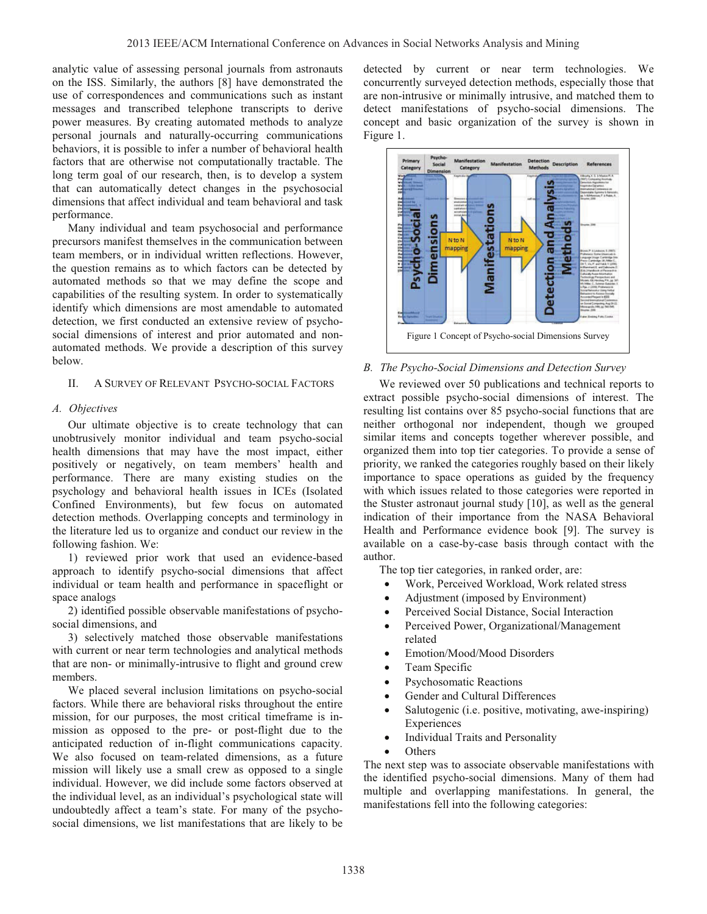analytic value of assessing personal journals from astronauts on the ISS. Similarly, the authors [8] have demonstrated the use of correspondences and communications such as instant messages and transcribed telephone transcripts to derive power measures. By creating automated methods to analyze personal journals and naturally-occurring communications behaviors, it is possible to infer a number of behavioral health factors that are otherwise not computationally tractable. The long term goal of our research, then, is to develop a system that can automatically detect changes in the psychosocial dimensions that affect individual and team behavioral and task performance.

Many individual and team psychosocial and performance precursors manifest themselves in the communication between team members, or in individual written reflections. However, the question remains as to which factors can be detected by automated methods so that we may define the scope and capabilities of the resulting system. In order to systematically identify which dimensions are most amendable to automated detection, we first conducted an extensive review of psycho-social dimensions of interest and prior automated and non-automated methods. We provide a description of this survey below.

## II. A Survey of Relevant Psycho-social Factors

### A. Objectives

Our ultimate objective is to create technology that can unobtrusively monitor individual and team psycho-social health dimensions that may have the most impact, either positively or negatively, on team members' health and performance. There are many existing studies on the psychology and behavioral health issues in ICEs (Isolated Confined Environments), but few focus on automated detection methods. Overlapping concepts and terminology in the literature led us to organize and conduct our review in the following fashion. We:

1) reviewed prior work that used an evidence-based approach to identify psycho-social dimensions that affect individual or team health and performance in spaceflight or space analogs

2) identified possible observable manifestations of psycho-social dimensions, and

3) selectively matched those observable manifestations with current or near term technologies and analytical methods that are non- or minimally-intrusive to flight and ground crew members.

We placed several inclusion limitations on psycho-social factors. While there are behavioral risks throughout the entire mission, for our purposes, the most critical timeframe is in-mission as opposed to the pre- or post-flight due to the anticipated reduction of in-flight communications capacity. We also focused on team-related dimensions, as a future mission will likely use a small crew as opposed to a single individual. However, we did include some factors observed at the individual level, as an individual's psychological state will undoubtedly affect a team's state. For many of the psycho-social dimensions, we list manifestations that are likely to be detected by current or near term technologies. We concurrently surveyed detection methods, especially those that are non-intrusive or minimally intrusive, and matched them to detect manifestations of psycho-social dimensions. The concept and basic organization of the survey is shown in Figure 1.

Figure 1 Concept of Psycho-social Dimensions Survey

### B. The Psycho-Social Dimensions and Detection Survey

We reviewed over 50 publications and technical reports to extract possible psycho-social dimensions of interest. The resulting list contains over 85 psycho-social functions that are neither orthogonal nor independent, though we grouped similar items and concepts together wherever possible, and organized them into top tier categories. To provide a sense of priority, we ranked the categories roughly based on their likely importance to space operations as guided by the frequency with which issues related to those categories were reported in the Stuster astronaut journal study [10], as well as the general indication of their importance from the NASA Behavioral Health and Performance evidence book [9]. The survey is available on a case-by-case basis through contact with the author.

The top tier categories, in ranked order, are:

- Work, Perceived Workload, Work related stress
- Adjustment (imposed by Environment)
- Perceived Social Distance, Social Interaction
- Perceived Power, Organizational/Management related
- Emotion/Mood/Mood Disorders
- Team Specific
- Psychosomatic Reactions
- Gender and Cultural Differences
- Salutogenic (i.e. positive, motivating, awe-inspiring) Experiences
- Individual Traits and Personality
- Others

The next step was to associate observable manifestations with the identified psycho-social dimensions. Many of them had multiple and overlapping manifestations. In general, the manifestations fell into the following categories: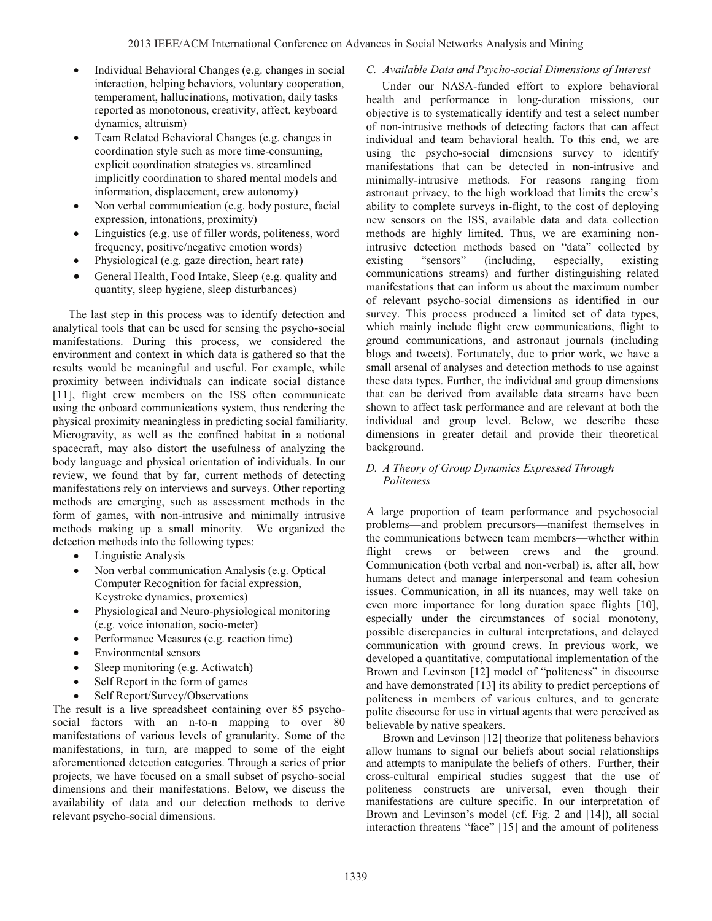- Individual Behavioral Changes (e.g. changes in social interaction, helping behaviors, voluntary cooperation, temperament, hallucinations, motivation, daily tasks reported as monotonous, creativity, affect, keyboard dynamics, altruism)
- Team Related Behavioral Changes (e.g. changes in coordination style such as more time-consuming, explicit coordination strategies vs. streamlined implicitly coordination to shared mental models and information, displacement, crew autonomy)
- Non verbal communication (e.g. body posture, facial expression, intonations, proximity)
- Linguistics (e.g. use of filler words, politeness, word frequency, positive/negative emotion words)
- Physiological (e.g. gaze direction, heart rate)
- General Health, Food Intake, Sleep (e.g. quality and quantity, sleep hygiene, sleep disturbances)

The last step in this process was to identify detection and analytical tools that can be used for sensing the psycho-social manifestations. During this process, we considered the environment and context in which data is gathered so that the results would be meaningful and useful. For example, while proximity between individuals can indicate social distance [11], flight crew members on the ISS often communicate using the onboard communications system, thus rendering the physical proximity meaningless in predicting social familiarity. Microgravity, as well as the confined habitat in a notional spacecraft, may also distort the usefulness of analyzing the body language and physical orientation of individuals. In our review, we found that by far, current methods of detecting manifestations rely on interviews and surveys. Other reporting methods are emerging, such as assessment methods in the form of games, with non-intrusive and minimally intrusive methods making up a small minority. We organized the detection methods into the following types:

- Linguistic Analysis
- Non verbal communication Analysis (e.g. Optical Computer Recognition for facial expression, Keystroke dynamics, proxemics)
- Physiological and Neuro-physiological monitoring (e.g. voice intonation, socio-meter)
- Performance Measures (e.g. reaction time)
- Environmental sensors
- Sleep monitoring (e.g. Actiwatch)
- Self Report in the form of games
- Self Report/Survey/Observations

The result is a live spreadsheet containing over 85 psycho-social factors with an n-to-n mapping to over 80 manifestations of various levels of granularity. Some of the manifestations, in turn, are mapped to some of the eight aforementioned detection categories. Through a series of prior projects, we have focused on a small subset of psycho-social dimensions and their manifestations. Below, we discuss the availability of data and our detection methods to derive relevant psycho-social dimensions.

### C. *Available Data and Psycho-social Dimensions of Interest*

Under our NASA-funded effort to explore behavioral health and performance in long-duration missions, our objective is to systematically identify and test a select number of non-intrusive methods of detecting factors that can affect individual and team behavioral health. To this end, we are using the psycho-social dimensions survey to identify manifestations that can be detected in non-intrusive and minimally-intrusive methods. For reasons ranging from astronaut privacy, to the high workload that limits the crew's ability to complete surveys in-flight, to the cost of deploying new sensors on the ISS, available data and data collection methods are highly limited. Thus, we are examining non-intrusive detection methods based on "data" collected by existing "sensors" (including, especially, existing communications streams) and further distinguishing related manifestations that can inform us about the maximum number of relevant psycho-social dimensions as identified in our survey. This process produced a limited set of data types, which mainly include flight crew communications, flight to ground communications, and astronaut journals (including blogs and tweets). Fortunately, due to prior work, we have a small arsenal of analyses and detection methods to use against these data types. Further, the individual and group dimensions that can be derived from available data streams have been shown to affect task performance and are relevant at both the individual and group level. Below, we describe these dimensions in greater detail and provide their theoretical background.

### D. *A Theory of Group Dynamics Expressed Through Politeness*

A large proportion of team performance and psychosocial problems—and problem precursors—manifest themselves in the communications between team members—whether within flight crews or between crews and the ground. Communication (both verbal and non-verbal) is, after all, how humans detect and manage interpersonal and team cohesion issues. Communication, in all its nuances, may well take on even more importance for long duration space flights [10], especially under the circumstances of social monotony, possible discrepancies in cultural interpretations, and delayed communication with ground crews. In previous work, we developed a quantitative, computational implementation of the Brown and Levinson [12] model of "politeness" in discourse and have demonstrated [13] its ability to predict perceptions of politeness in members of various cultures, and to generate polite discourse for use in virtual agents that were perceived as believable by native speakers.

Brown and Levinson [12] theorize that politeness behaviors allow humans to signal our beliefs about social relationships and attempts to manipulate the beliefs of others. Further, their cross-cultural empirical studies suggest that the use of politeness constructs are universal, even though their manifestations are culture specific. In our interpretation of Brown and Levinson's model (cf. Fig. 2 and [14]), all social interaction threatens "face" [15] and the amount of politeness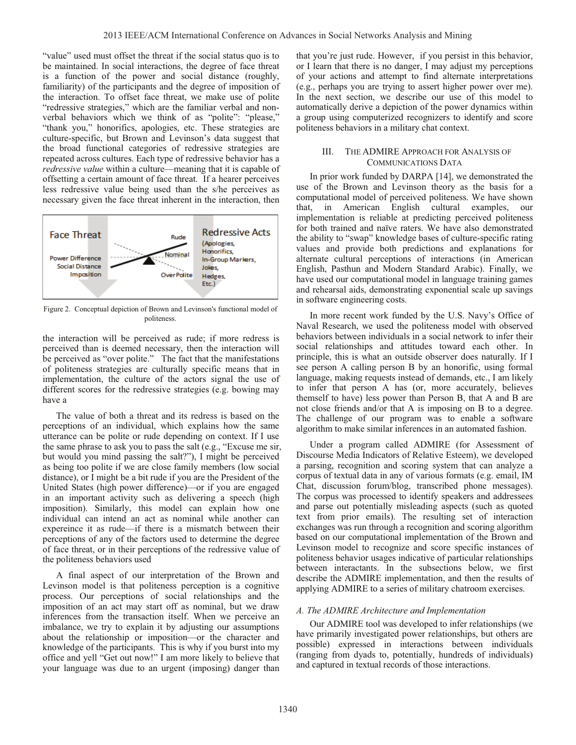"value" used must offset the threat if the social status quo is to be maintained. In social interactions, the degree of face threat is a function of the power and social distance (roughly, familiarity) of the participants and the degree of imposition of the interaction. To offset face threat, we make use of polite "redressive strategies," which are the familiar verbal and non-verbal behaviors which we think of as "polite": "please," "thank you," honorifics, apologies, etc. These strategies are culture-specific, but Brown and Levinson's data suggest that the broad functional categories of redressive strategies are repeated across cultures. Each type of redressive behavior has a *redressive value* within a culture—meaning that it is capable of offsetting a certain amount of face threat. If a hearer perceives less redressive value being used than the s/he perceives as necessary given the face threat inherent in the interaction, then the interaction will be perceived as rude; if more redress is perceived than is deemed necessary, then the interaction will be perceived as "over polite." The fact that the manifestations of politeness strategies are culturally specific means that in implementation, the culture of the actors signal the use of different scores for the redressive strategies (e.g. bowing may have a

Face Threat

Power Difference
Social Distance
Imposition

Rude
Nominal
OverPolite

Redressive Acts
(Apologies,
Honorifics,
In-Group Markers,
Jokes,
Hedges,
Etc.)

Figure 2. Conceptual depiction of Brown and Levinson's functional model of politeness.

The value of both a threat and its redress is based on the perceptions of an individual, which explains how the same utterance can be polite or rude depending on context. If I use the same phrase to ask you to pass the salt (e.g., "Excuse me sir, but would you mind passing the salt?"), I might be perceived as being too polite if we are close family members (low social distance), or I might be a bit rude if you are the President of the United States (high power difference)—or if you are engaged in an important activity such as delivering a speech (high imposition). Similarly, this model can explain how one individual can intend an act as nominal while another can expereince it as rude—if there is a mismatch between their perceptions of any of the factors used to determine the degree of face threat, or in their perceptions of the redressive value of the politeness behaviors used

A final aspect of our interpretation of the Brown and Levinson model is that politeness perception is a cognitive process. Our perceptions of social relationships and the imposition of an act may start off as nominal, but we draw inferences from the transaction itself. When we perceive an imbalance, we try to explain it by adjusting our assumptions about the relationship or imposition—or the character and knowledge of the participants. This is why if you burst into my office and yell "Get out now!" I am more likely to believe that your language was due to an urgent (imposing) danger than that you're just rude. However, if you persist in this behavior, or I learn that there is no danger, I may adjust my perceptions of your actions and attempt to find alternate interpretations (e.g., perhaps you are trying to assert higher power over me). In the next section, we describe our use of this model to automatically derive a depiction of the power dynamics within a group using computerized recognizers to identify and score politeness behaviors in a military chat context.

## III. The ADMIRE Approach for Analysis of Communications Data

In prior work funded by DARPA [14], we demonstrated the use of the Brown and Levinson theory as the basis for a computational model of perceived politeness. We have shown that, in American English cultural examples, our implementation is reliable at predicting perceived politeness for both trained and naïve raters. We have also demonstrated the ability to "swap" knowledge bases of culture-specific rating values and provide both predictions and explanations for alternate cultural perceptions of interactions (in American English, Pasthun and Modern Standard Arabic). Finally, we have used our computational model in language training games and rehearsal aids, demonstrating exponential scale up savings in software engineering costs.

In more recent work funded by the U.S. Navy's Office of Naval Research, we used the politeness model with observed behaviors between individuals in a social network to infer their social relationships and attitudes toward each other. In principle, this is what an outside observer does naturally. If I see person A calling person B by an honorific, using formal language, making requests instead of demands, etc., I am likely to infer that person A has (or, more accurately, believes themself to have) less power than Person B, that A and B are not close friends and/or that A is imposing on B to a degree. The challenge of our program was to enable a software algorithm to make similar inferences in an automated fashion.

Under a program called ADMIRE (for Assessment of Discourse Media Indicators of Relative Esteem), we developed a parsing, recognition and scoring system that can analyze a corpus of textual data in any of various formats (e.g. email, IM Chat, discussion forum/blog, transcribed phone messages). The corpus was processed to identify speakers and addressees and parse out potentially misleading aspects (such as quoted text from prior emails). The resulting set of interaction exchanges was run through a recognition and scoring algorithm based on our computational implementation of the Brown and Levinson model to recognize and score specific instances of politeness behavior usages indicative of particular relationships between interactants. In the subsections below, we first describe the ADMIRE implementation, and then the results of applying ADMIRE to a series of military chatroom exercises.

### *A. The ADMIRE Architecture and Implementation*

Our ADMIRE tool was developed to infer relationships (we have primarily investigated power relationships, but others are possible) expressed in interactions between individuals (ranging from dyads to, potentially, hundreds of individuals) and captured in textual records of those interactions.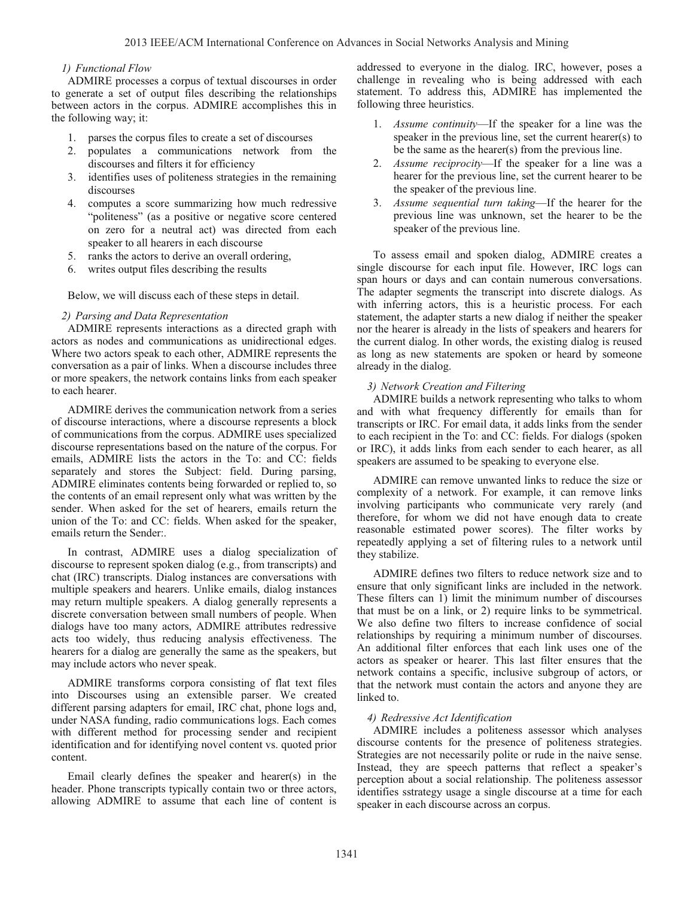#### 1) Functional Flow

ADMIRE processes a corpus of textual discourses in order to generate a set of output files describing the relationships between actors in the corpus. ADMIRE accomplishes this in the following way; it:

1. parses the corpus files to create a set of discourses
2. populates a communications network from the discourses and filters it for efficiency
3. identifies uses of politeness strategies in the remaining discourses
4. computes a score summarizing how much redressive "politeness" (as a positive or negative score centered on zero for a neutral act) was directed from each speaker to all hearers in each discourse
5. ranks the actors to derive an overall ordering,
6. writes output files describing the results

Below, we will discuss each of these steps in detail.

#### 2) Parsing and Data Representation

ADMIRE represents interactions as a directed graph with actors as nodes and communications as unidirectional edges. Where two actors speak to each other, ADMIRE represents the conversation as a pair of links. When a discourse includes three or more speakers, the network contains links from each speaker to each hearer.

ADMIRE derives the communication network from a series of discourse interactions, where a discourse represents a block of communications from the corpus. ADMIRE uses specialized discourse representations based on the nature of the corpus. For emails, ADMIRE lists the actors in the To: and CC: fields separately and stores the Subject: field. During parsing, ADMIRE eliminates contents being forwarded or replied to, so the contents of an email represent only what was written by the sender. When asked for the set of hearers, emails return the union of the To: and CC: fields. When asked for the speaker, emails return the Sender:.

In contrast, ADMIRE uses a dialog specialization of discourse to represent spoken dialog (e.g., from transcripts) and chat (IRC) transcripts. Dialog instances are conversations with multiple speakers and hearers. Unlike emails, dialog instances may return multiple speakers. A dialog generally represents a discrete conversation between small numbers of people. When dialogs have too many actors, ADMIRE attributes redressive acts too widely, thus reducing analysis effectiveness. The hearers for a dialog are generally the same as the speakers, but may include actors who never speak.

ADMIRE transforms corpora consisting of flat text files into Discourses using an extensible parser. We created different parsing adapters for email, IRC chat, phone logs and, under NASA funding, radio communications logs. Each comes with different method for processing sender and recipient identification and for identifying novel content vs. quoted prior content.

Email clearly defines the speaker and hearer(s) in the header. Phone transcripts typically contain two or three actors, allowing ADMIRE to assume that each line of content is addressed to everyone in the dialog. IRC, however, poses a challenge in revealing who is being addressed with each statement. To address this, ADMIRE has implemented the following three heuristics.

1. *Assume continuity*—If the speaker for a line was the speaker in the previous line, set the current hearer(s) to be the same as the hearer(s) from the previous line.
2. *Assume reciprocity*—If the speaker for a line was a hearer for the previous line, set the current hearer to be the speaker of the previous line.
3. *Assume sequential turn taking*—If the hearer for the previous line was unknown, set the hearer to be the speaker of the previous line.

To assess email and spoken dialog, ADMIRE creates a single discourse for each input file. However, IRC logs can span hours or days and can contain numerous conversations. The adapter segments the transcript into discrete dialogs. As with inferring actors, this is a heuristic process. For each statement, the adapter starts a new dialog if neither the speaker nor the hearer is already in the lists of speakers and hearers for the current dialog. In other words, the existing dialog is reused as long as new statements are spoken or heard by someone already in the dialog.

#### 3) Network Creation and Filtering

ADMIRE builds a network representing who talks to whom and with what frequency differently for emails than for transcripts or IRC. For email data, it adds links from the sender to each recipient in the To: and CC: fields. For dialogs (spoken or IRC), it adds links from each sender to each hearer, as all speakers are assumed to be speaking to everyone else.

ADMIRE can remove unwanted links to reduce the size or complexity of a network. For example, it can remove links involving participants who communicate very rarely (and therefore, for whom we did not have enough data to create reasonable estimated power scores). The filter works by repeatedly applying a set of filtering rules to a network until they stabilize.

ADMIRE defines two filters to reduce network size and to ensure that only significant links are included in the network. These filters can 1) limit the minimum number of discourses that must be on a link, or 2) require links to be symmetrical. We also define two filters to increase confidence of social relationships by requiring a minimum number of discourses. An additional filter enforces that each link uses one of the actors as speaker or hearer. This last filter ensures that the network contains a specific, inclusive subgroup of actors, or that the network must contain the actors and anyone they are linked to.

#### 4) Redressive Act Identification

ADMIRE includes a politeness assessor which analyses discourse contents for the presence of politeness strategies. Strategies are not necessarily polite or rude in the naive sense. Instead, they are speech patterns that reflect a speaker's perception about a social relationship. The politeness assessor identifies sstrategy usage a single discourse at a time for each speaker in each discourse across an corpus.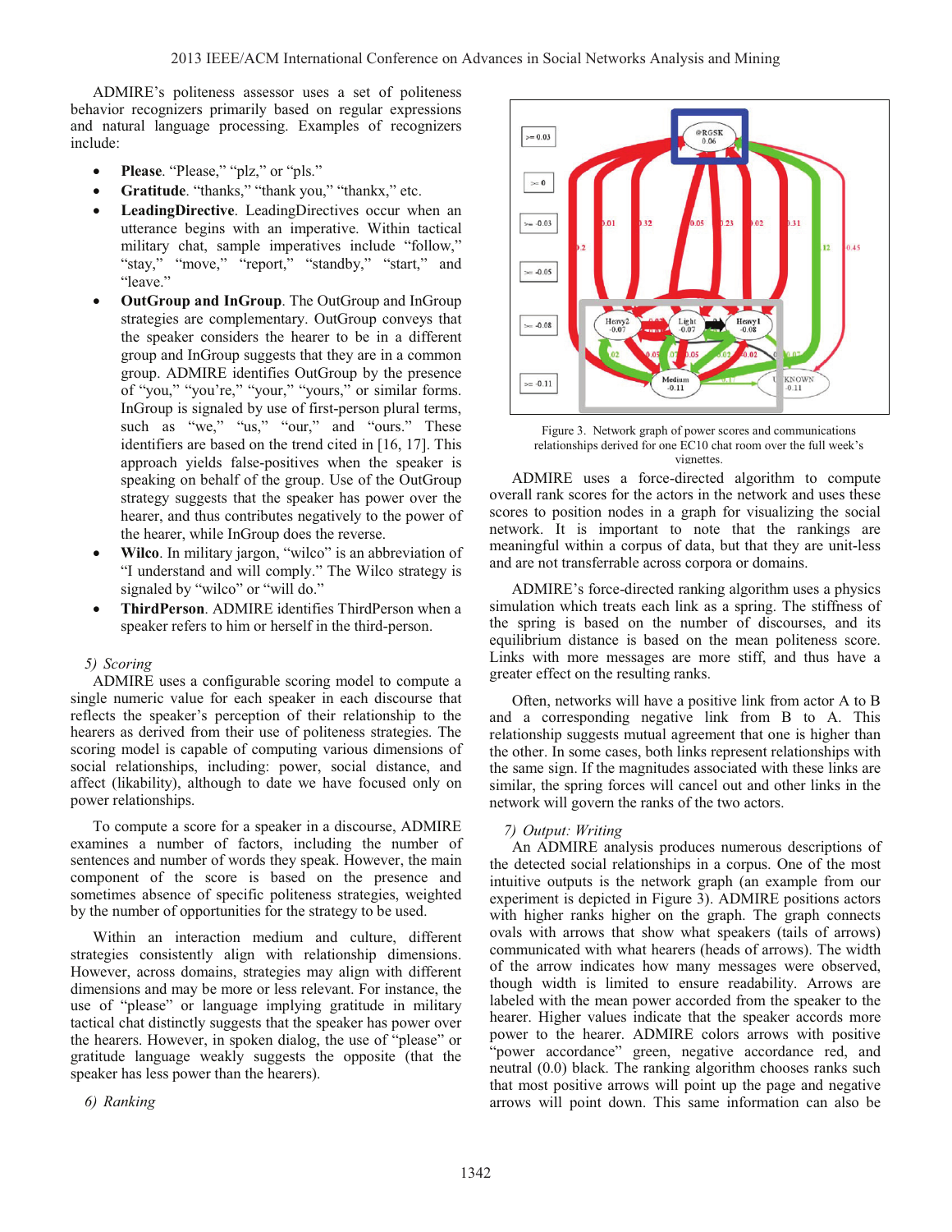ADMIRE's politeness assessor uses a set of politeness behavior recognizers primarily based on regular expressions and natural language processing. Examples of recognizers include:

- **Please**. "Please," "plz," or "pls."
- **Gratitude**. "thanks," "thank you," "thankx," etc.
- **LeadingDirective**. LeadingDirectives occur when an utterance begins with an imperative. Within tactical military chat, sample imperatives include "follow," "stay," "move," "report," "standby," "start," and "leave."
- **OutGroup and InGroup**. The OutGroup and InGroup strategies are complementary. OutGroup conveys that the speaker considers the hearer to be in a different group and InGroup suggests that they are in a common group. ADMIRE identifies OutGroup by the presence of "you," "you're," "your," "yours," or similar forms. InGroup is signaled by use of first-person plural terms, such as "we," "us," "our," and "ours." These identifiers are based on the trend cited in [16, 17]. This approach yields false-positives when the speaker is speaking on behalf of the group. Use of the OutGroup strategy suggests that the speaker has power over the hearer, and thus contributes negatively to the power of the hearer, while InGroup does the reverse.
- **Wilco**. In military jargon, "wilco" is an abbreviation of "I understand and will comply." The Wilco strategy is signaled by "wilco" or "will do."
- **ThirdPerson**. ADMIRE identifies ThirdPerson when a speaker refers to him or herself in the third-person.

*5) Scoring*

ADMIRE uses a configurable scoring model to compute a single numeric value for each speaker in each discourse that reflects the speaker's perception of their relationship to the hearers as derived from their use of politeness strategies. The scoring model is capable of computing various dimensions of social relationships, including: power, social distance, and affect (likability), although to date we have focused only on power relationships.

To compute a score for a speaker in a discourse, ADMIRE examines a number of factors, including the number of sentences and number of words they speak. However, the main component of the score is based on the presence and sometimes absence of specific politeness strategies, weighted by the number of opportunities for the strategy to be used.

Within an interaction medium and culture, different strategies consistently align with relationship dimensions. However, across domains, strategies may align with different dimensions and may be more or less relevant. For instance, the use of "please" or language implying gratitude in military tactical chat distinctly suggests that the speaker has power over the hearers. However, in spoken dialog, the use of "please" or gratitude language weakly suggests the opposite (that the speaker has less power than the hearers).

*6) Ranking*

>= 0.03
>= 0
>= -0.03
>= -0.05
>= -0.08
>= -0.11
@RGSK 0.06
Heavy2 -0.07
Light -0.07
Heavy1 -0.08
Medium -0.11
UNKNOWN -0.11

Figure 3. Network graph of power scores and communications relationships derived for one EC10 chat room over the full week's vignettes.

ADMIRE uses a force-directed algorithm to compute overall rank scores for the actors in the network and uses these scores to position nodes in a graph for visualizing the social network. It is important to note that the rankings are meaningful within a corpus of data, but that they are unit-less and are not transferrable across corpora or domains.

ADMIRE's force-directed ranking algorithm uses a physics simulation which treats each link as a spring. The stiffness of the spring is based on the number of discourses, and its equilibrium distance is based on the mean politeness score. Links with more messages are more stiff, and thus have a greater effect on the resulting ranks.

Often, networks will have a positive link from actor A to B and a corresponding negative link from B to A. This relationship suggests mutual agreement that one is higher than the other. In some cases, both links represent relationships with the same sign. If the magnitudes associated with these links are similar, the spring forces will cancel out and other links in the network will govern the ranks of the two actors.

*7) Output: Writing*

An ADMIRE analysis produces numerous descriptions of the detected social relationships in a corpus. One of the most intuitive outputs is the network graph (an example from our experiment is depicted in Figure 3). ADMIRE positions actors with higher ranks higher on the graph. The graph connects ovals with arrows that show what speakers (tails of arrows) communicated with what hearers (heads of arrows). The width of the arrow indicates how many messages were observed, though width is limited to ensure readability. Arrows are labeled with the mean power accorded from the speaker to the hearer. Higher values indicate that the speaker accords more power to the hearer. ADMIRE colors arrows with positive "power accordance" green, negative accordance red, and neutral (0.0) black. The ranking algorithm chooses ranks such that most positive arrows will point up the page and negative arrows will point down. This same information can also be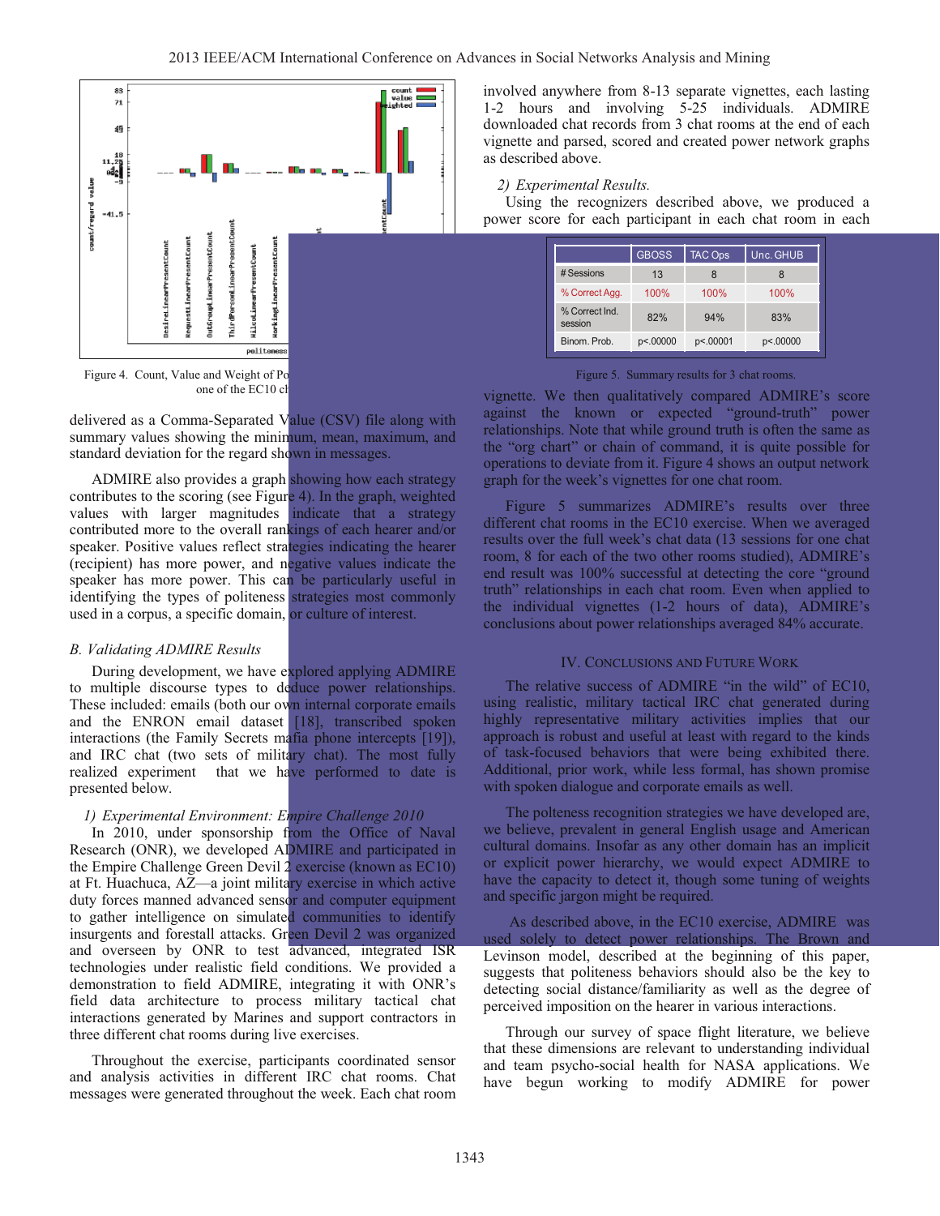Figure 4. Count, Value and Weight of Po... one of the EC10 ch...

delivered as a Comma-Separated Value (CSV) file along with summary values showing the minimum, mean, maximum, and standard deviation for the regard shown in messages.

ADMIRE also provides a graph showing how each strategy contributes to the scoring (see Figure 4). In the graph, weighted values with larger magnitudes indicate that a strategy contributed more to the overall rankings of each hearer and/or speaker. Positive values reflect strategies indicating the hearer (recipient) has more power, and negative values indicate the speaker has more power. This can be particularly useful in identifying the types of politeness strategies most commonly used in a corpus, a specific domain, or culture of interest.

### *B. Validating ADMIRE Results*

During development, we have explored applying ADMIRE to multiple discourse types to deduce power relationships. These included: emails (both our own internal corporate emails and the ENRON email dataset [18], transcribed spoken interactions (the Family Secrets mafia phone intercepts [19]), and IRC chat (two sets of military chat). The most fully realized experiment that we have performed to date is presented below.

#### *1) Experimental Environment: Empire Challenge 2010*

In 2010, under sponsorship from the Office of Naval Research (ONR), we developed ADMIRE and participated in the Empire Challenge Green Devil 2 exercise (known as EC10) at Ft. Huachuca, AZ—a joint military exercise in which active duty forces manned advanced sensor and computer equipment to gather intelligence on simulated communities to identify insurgents and forestall attacks. Green Devil 2 was organized and overseen by ONR to test advanced, integrated ISR technologies under realistic field conditions. We provided a demonstration to field ADMIRE, integrating it with ONR's field data architecture to process military tactical chat interactions generated by Marines and support contractors in three different chat rooms during live exercises.

Throughout the exercise, participants coordinated sensor and analysis activities in different IRC chat rooms. Chat messages were generated throughout the week. Each chat room involved anywhere from 8-13 separate vignettes, each lasting 1-2 hours and involving 5-25 individuals. ADMIRE downloaded chat records from 3 chat rooms at the end of each vignette and parsed, scored and created power network graphs as described above.

#### *2) Experimental Results.*

Using the recognizers described above, we produced a power score for each participant in each chat room in each vignette. We then qualitatively compared ADMIRE's score against the known or expected "ground-truth" power relationships. Note that while ground truth is often the same as the "org chart" or chain of command, it is quite possible for operations to deviate from it. Figure 4 shows an output network graph for the week's vignettes for one chat room.

| | GBOSS | TAC Ops | Unc. GHUB |
|---|---|---|---|
| # Sessions | 13 | 8 | 8 |
| % Correct Agg. | 100% | 100% | 100% |
| % Correct Ind. session | 82% | 94% | 83% |
| Binom. Prob. | p<.00000 | p<.00001 | p<.00000 |

Figure 5. Summary results for 3 chat rooms.

Figure 5 summarizes ADMIRE's results over three different chat rooms in the EC10 exercise. When we averaged results over the full week's chat data (13 sessions for one chat room, 8 for each of the two other rooms studied), ADMIRE's end result was 100% successful at detecting the core "ground truth" relationships in each chat room. Even when applied to the individual vignettes (1-2 hours of data), ADMIRE's conclusions about power relationships averaged 84% accurate.

## IV. Conclusions and Future Work

The relative success of ADMIRE "in the wild" of EC10, using realistic, military tactical IRC chat generated during highly representative military activities implies that our approach is robust and useful at least with regard to the kinds of task-focused behaviors that were being exhibited there. Additional, prior work, while less formal, has shown promise with spoken dialogue and corporate emails as well.

The polteness recognition strategies we have developed are, we believe, prevalent in general English usage and American cultural domains. Insofar as any other domain has an implicit or explicit power hierarchy, we would expect ADMIRE to have the capacity to detect it, though some tuning of weights and specific jargon might be required.

As described above, in the EC10 exercise, ADMIRE was used solely to detect power relationships. The Brown and Levinson model, described at the beginning of this paper, suggests that politeness behaviors should also be the key to detecting social distance/familiarity as well as the degree of perceived imposition on the hearer in various interactions.

Through our survey of space flight literature, we believe that these dimensions are relevant to understanding individual and team psycho-social health for NASA applications. We have begun working to modify ADMIRE for power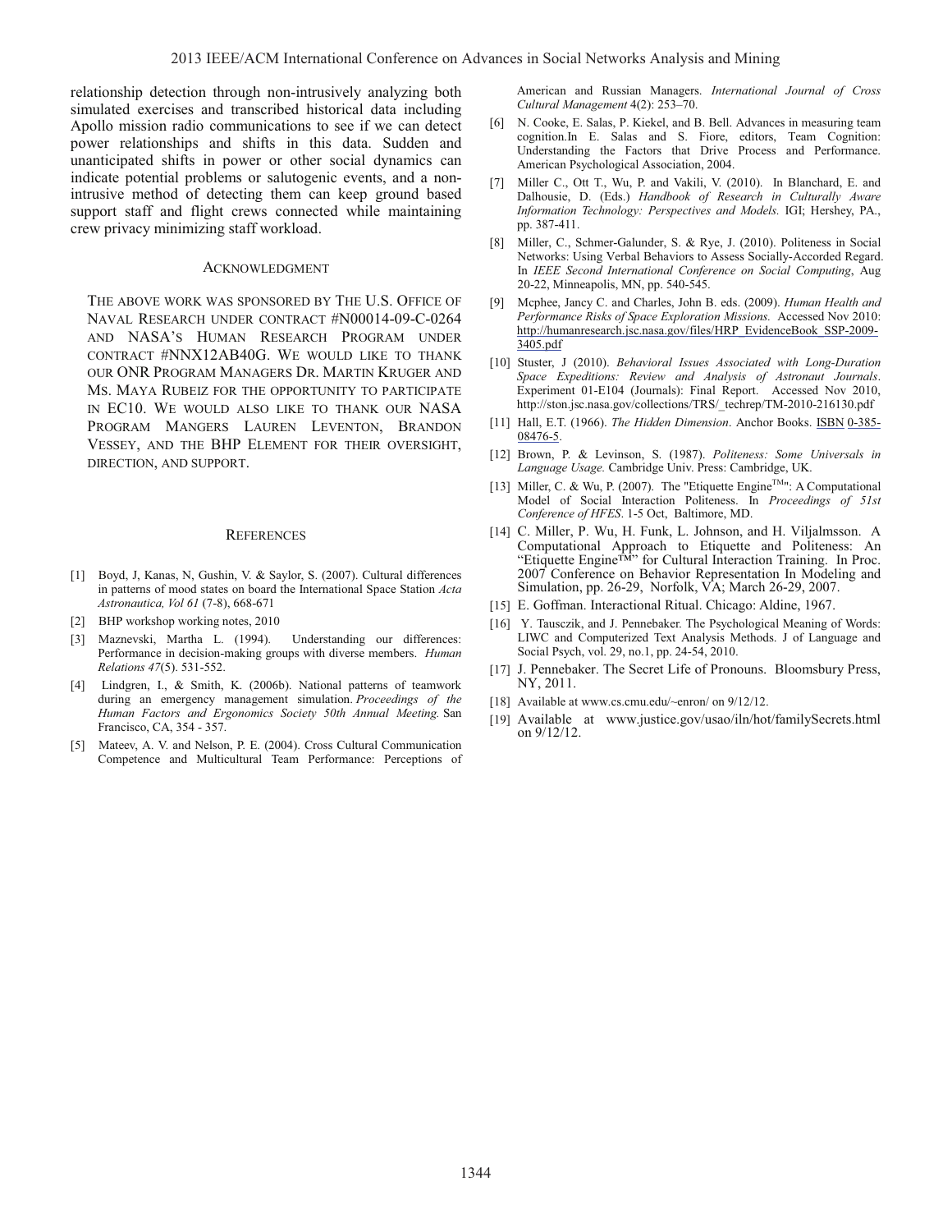relationship detection through non-intrusively analyzing both simulated exercises and transcribed historical data including Apollo mission radio communications to see if we can detect power relationships and shifts in this data. Sudden and unanticipated shifts in power or other social dynamics can indicate potential problems or salutogenic events, and a non-intrusive method of detecting them can keep ground based support staff and flight crews connected while maintaining crew privacy minimizing staff workload.

## Acknowledgment

The above work was sponsored by The U.S. Office of Naval Research under contract #N00014-09-C-0264 and NASA's Human Research Program under contract #NNX12AB40G. We would like to thank our ONR Program Managers Dr. Martin Kruger and Ms. Maya Rubeiz for the opportunity to participate in EC10. We would also like to thank our NASA Program Mangers Lauren Leventon, Brandon Vessey, and the BHP Element for their oversight, direction, and support.

## References

[1] Boyd, J, Kanas, N, Gushin, V. & Saylor, S. (2007). Cultural differences in patterns of mood states on board the International Space Station *Acta Astronautica, Vol 61* (7-8), 668-671

[2] BHP workshop working notes, 2010

[3] Maznevski, Martha L. (1994). Understanding our differences: Performance in decision-making groups with diverse members. *Human Relations 47*(5). 531-552.

[4] Lindgren, I., & Smith, K. (2006b). National patterns of teamwork during an emergency management simulation. *Proceedings of the Human Factors and Ergonomics Society 50th Annual Meeting.* San Francisco, CA, 354 - 357.

[5] Mateev, A. V. and Nelson, P. E. (2004). Cross Cultural Communication Competence and Multicultural Team Performance: Perceptions of American and Russian Managers. *International Journal of Cross Cultural Management* 4(2): 253–70.

[6] N. Cooke, E. Salas, P. Kiekel, and B. Bell. Advances in measuring team cognition.In E. Salas and S. Fiore, editors, Team Cognition: Understanding the Factors that Drive Process and Performance. American Psychological Association, 2004.

[7] Miller C., Ott T., Wu, P. and Vakili, V. (2010). In Blanchard, E. and Dalhousie, D. (Eds.) *Handbook of Research in Culturally Aware Information Technology: Perspectives and Models.* IGI; Hershey, PA., pp. 387-411.

[8] Miller, C., Schmer-Galunder, S. & Rye, J. (2010). Politeness in Social Networks: Using Verbal Behaviors to Assess Socially-Accorded Regard. In *IEEE Second International Conference on Social Computing*, Aug 20-22, Minneapolis, MN, pp. 540-545.

[9] Mcphee, Jancy C. and Charles, John B. eds. (2009). *Human Health and Performance Risks of Space Exploration Missions.* Accessed Nov 2010: http://humanresearch.jsc.nasa.gov/files/HRP_EvidenceBook_SSP-2009-3405.pdf

[10] Stuster, J (2010). *Behavioral Issues Associated with Long-Duration Space Expeditions: Review and Analysis of Astronaut Journals*. Experiment 01-E104 (Journals): Final Report. Accessed Nov 2010, http://ston.jsc.nasa.gov/collections/TRS/_techrep/TM-2010-216130.pdf

[11] Hall, E.T. (1966). *The Hidden Dimension*. Anchor Books. ISBN 0-385-08476-5.

[12] Brown, P. & Levinson, S. (1987). *Politeness: Some Universals in Language Usage.* Cambridge Univ. Press: Cambridge, UK.

[13] Miller, C. & Wu, P. (2007). The "Etiquette Engine™": A Computational Model of Social Interaction Politeness. In *Proceedings of 51st Conference of HFES*. 1-5 Oct, Baltimore, MD.

[14] C. Miller, P. Wu, H. Funk, L. Johnson, and H. Viljalmsson. A Computational Approach to Etiquette and Politeness: An "Etiquette Engine™" for Cultural Interaction Training. In Proc. 2007 Conference on Behavior Representation In Modeling and Simulation, pp. 26-29, Norfolk, VA; March 26-29, 2007.

[15] E. Goffman. Interactional Ritual. Chicago: Aldine, 1967.

[16] Y. Tausczik, and J. Pennebaker. The Psychological Meaning of Words: LIWC and Computerized Text Analysis Methods. J of Language and Social Psych, vol. 29, no.1, pp. 24-54, 2010.

[17] J. Pennebaker. The Secret Life of Pronouns. Bloomsbury Press, NY, 2011.

[18] Available at www.cs.cmu.edu/~enron/ on 9/12/12.

[19] Available at www.justice.gov/usao/iln/hot/familySecrets.html on 9/12/12.